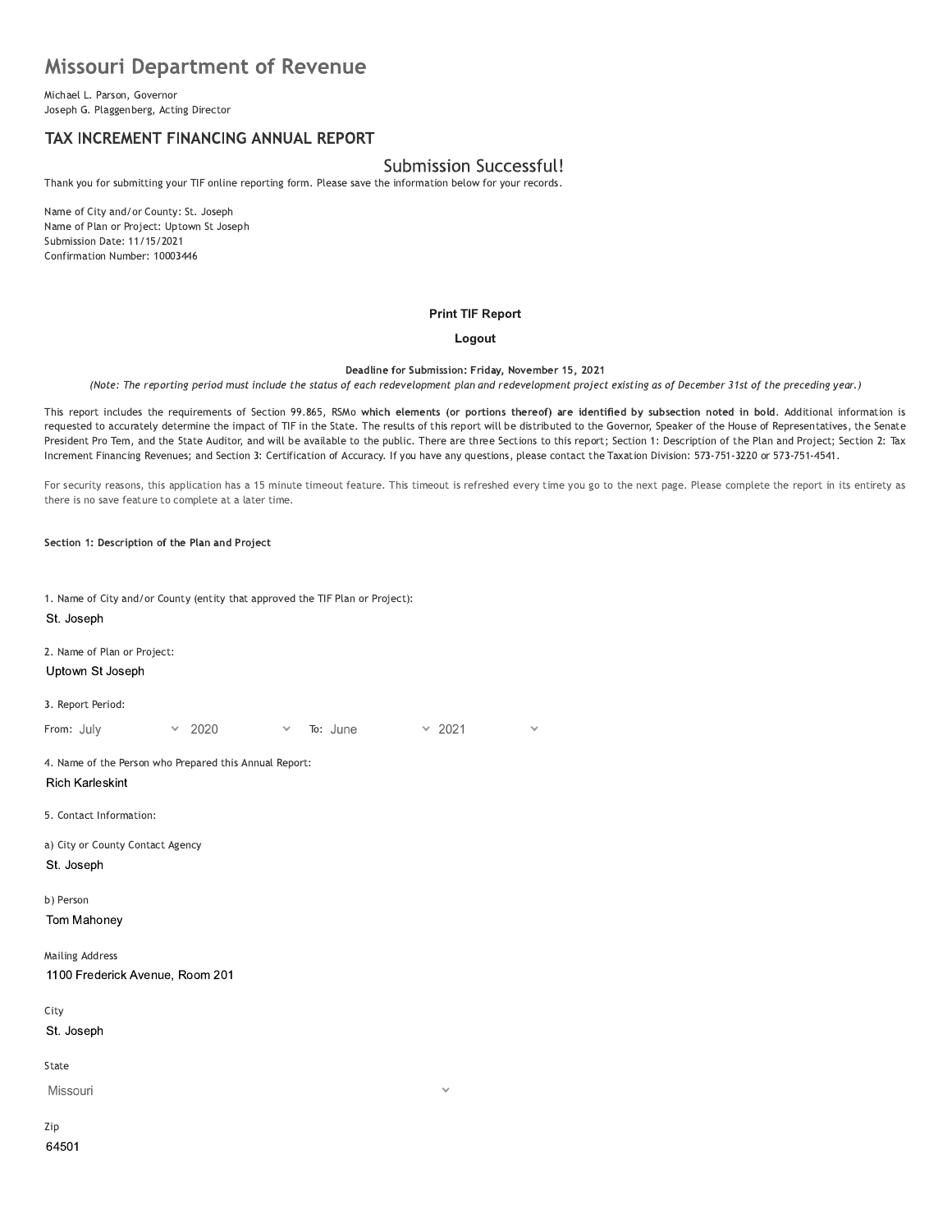# Missouri Department of Revenue

Michael L. Parson, Governor
Joseph G. Plaggenberg, Acting Director

## TAX INCREMENT FINANCING ANNUAL REPORT

### Submission Successful!

Thank you for submitting your TIF online reporting form. Please save the information below for your records.

Name of City and/or County: St. Joseph
Name of Plan or Project: Uptown St Joseph
Submission Date: 11/15/2021
Confirmation Number: 10003446

**Print TIF Report**

**Logout**

**Deadline for Submission: Friday, November 15, 2021**

*(Note: The reporting period must include the status of each redevelopment plan and redevelopment project existing as of December 31st of the preceding year.)*

This report includes the requirements of Section 99.865, RSMo **which elements (or portions thereof) are identified by subsection noted in bold**. Additional information is requested to accurately determine the impact of TIF in the State. The results of this report will be distributed to the Governor, Speaker of the House of Representatives, the Senate President Pro Tem, and the State Auditor, and will be available to the public. There are three Sections to this report; Section 1: Description of the Plan and Project; Section 2: Tax Increment Financing Revenues; and Section 3: Certification of Accuracy. If you have any questions, please contact the Taxation Division: 573-751-3220 or 573-751-4541.

For security reasons, this application has a 15 minute timeout feature. This timeout is refreshed every time you go to the next page. Please complete the report in its entirety as there is no save feature to complete at a later time.

**Section 1: Description of the Plan and Project**

1. Name of City and/or County (entity that approved the TIF Plan or Project):
St. Joseph

2. Name of Plan or Project:
Uptown St Joseph

3. Report Period:
From: July 2020 To: June 2021

4. Name of the Person who Prepared this Annual Report:
Rich Karleskint

5. Contact Information:

a) City or County Contact Agency
St. Joseph

b) Person
Tom Mahoney

Mailing Address
1100 Frederick Avenue, Room 201

City
St. Joseph

State
Missouri

Zip
64501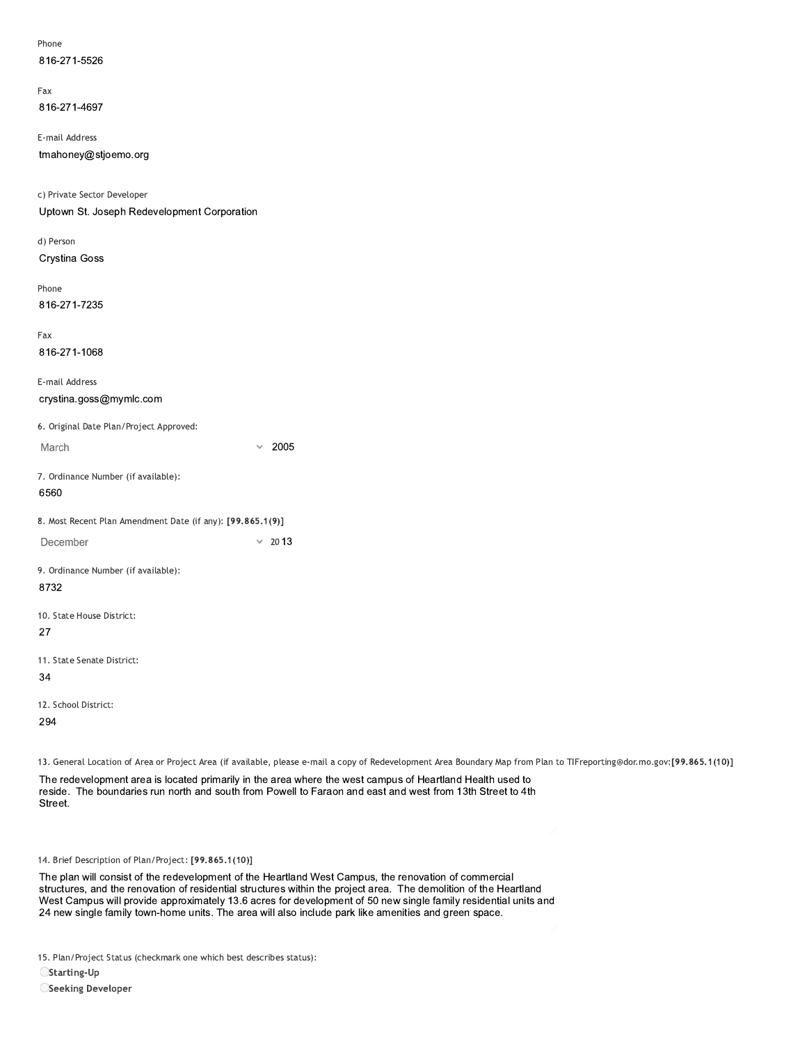Phone

816-271-5526

Fax

816-271-4697

E-mail Address

tmahoney@stjoemo.org

c) Private Sector Developer

Uptown St. Joseph Redevelopment Corporation

d) Person

Crystina Goss

Phone

816-271-7235

Fax

816-271-1068

E-mail Address

crystina.goss@mymlc.com

6. Original Date Plan/Project Approved:

March 2005

7. Ordinance Number (if available):

6560

8. Most Recent Plan Amendment Date (if any): **[99.865.1(9)]**

December 2013

9. Ordinance Number (if available):

8732

10. State House District:

27

11. State Senate District:

34

12. School District:

294

13. General Location of Area or Project Area (if available, please e-mail a copy of Redevelopment Area Boundary Map from Plan to TIFreporting@dor.mo.gov:**[99.865.1(10)]**

The redevelopment area is located primarily in the area where the west campus of Heartland Health used to reside. The boundaries run north and south from Powell to Faraon and east and west from 13th Street to 4th Street.

14. Brief Description of Plan/Project: **[99.865.1(10)]**

The plan will consist of the redevelopment of the Heartland West Campus, the renovation of commercial structures, and the renovation of residential structures within the project area. The demolition of the Heartland West Campus will provide approximately 13.6 acres for development of 50 new single family residential units and 24 new single family town-home units. The area will also include park like amenities and green space.

15. Plan/Project Status (checkmark one which best describes status):

- **Starting-Up**
- **Seeking Developer**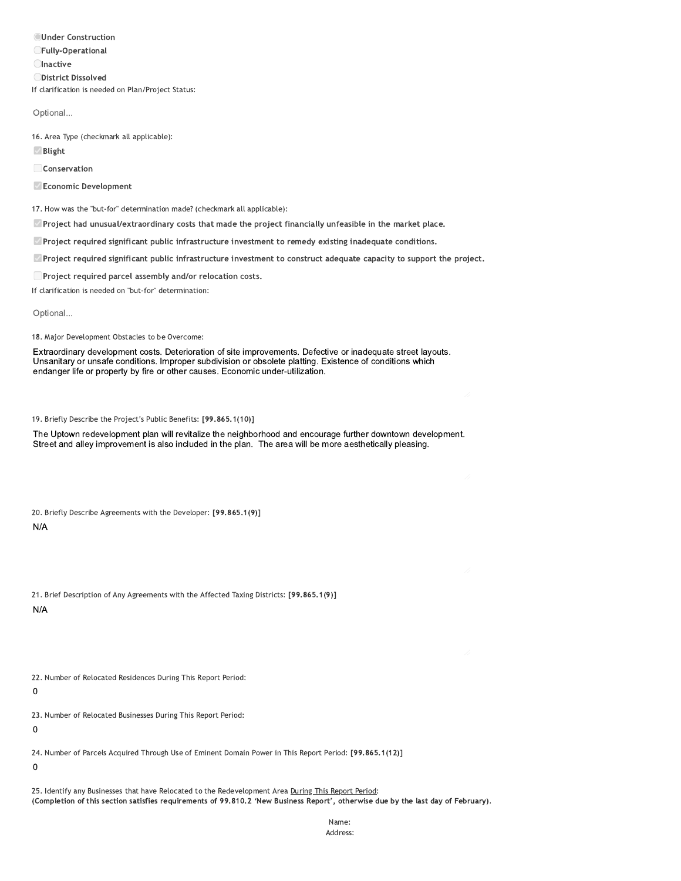- ◉ **Under Construction**
- ○ **Fully-Operational**
- ○ **Inactive**
- ○ **District Dissolved**

If clarification is needed on Plan/Project Status:

Optional...

16. Area Type (checkmark all applicable):

- [x] **Blight**
- [ ] **Conservation**
- [x] **Economic Development**

17. How was the "but-for" determination made? (checkmark all applicable):

- [x] **Project had unusual/extraordinary costs that made the project financially unfeasible in the market place.**
- [x] **Project required significant public infrastructure investment to remedy existing inadequate conditions.**
- [x] **Project required significant public infrastructure investment to construct adequate capacity to support the project.**
- [ ] **Project required parcel assembly and/or relocation costs.**

If clarification is needed on "but-for" determination:

Optional...

18. Major Development Obstacles to be Overcome:

Extraordinary development costs. Deterioration of site improvements. Defective or inadequate street layouts. Unsanitary or unsafe conditions. Improper subdivision or obsolete platting. Existence of conditions which endanger life or property by fire or other causes. Economic under-utilization.

19. Briefly Describe the Project's Public Benefits: **[99.865.1(10)]**

The Uptown redevelopment plan will revitalize the neighborhood and encourage further downtown development. Street and alley improvement is also included in the plan. The area will be more aesthetically pleasing.

20. Briefly Describe Agreements with the Developer: **[99.865.1(9)]**

N/A

21. Brief Description of Any Agreements with the Affected Taxing Districts: **[99.865.1(9)]**

N/A

22. Number of Relocated Residences During This Report Period:

0

23. Number of Relocated Businesses During This Report Period:

0

24. Number of Parcels Acquired Through Use of Eminent Domain Power in This Report Period: **[99.865.1(12)]**

0

25. Identify any Businesses that have Relocated to the Redevelopment Area <u>During This Report Period</u>:
**(Completion of this section satisfies requirements of 99.810.2 'New Business Report', otherwise due by the last day of February).**

Name:
Address: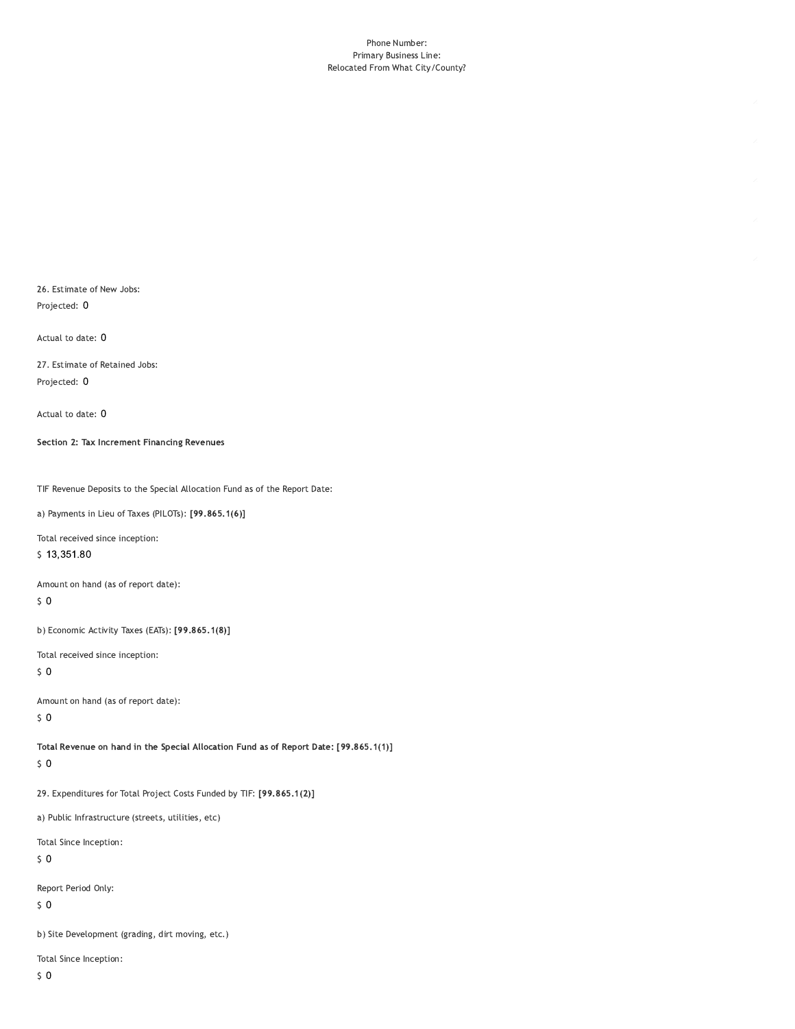Phone Number:
Primary Business Line:
Relocated From What City/County?

26. Estimate of New Jobs:

Projected: 0

Actual to date: 0

27. Estimate of Retained Jobs:

Projected: 0

Actual to date: 0

**Section 2: Tax Increment Financing Revenues**

TIF Revenue Deposits to the Special Allocation Fund as of the Report Date:

a) Payments in Lieu of Taxes (PILOTs): **[99.865.1(6)]**

Total received since inception:

$ 13,351.80

Amount on hand (as of report date):

$ 0

b) Economic Activity Taxes (EATs): **[99.865.1(8)]**

Total received since inception:

$ 0

Amount on hand (as of report date):

$ 0

**Total Revenue on hand in the Special Allocation Fund as of Report Date: [99.865.1(1)]**

$ 0

29. Expenditures for Total Project Costs Funded by TIF: **[99.865.1(2)]**

a) Public Infrastructure (streets, utilities, etc)

Total Since Inception:

$ 0

Report Period Only:

$ 0

b) Site Development (grading, dirt moving, etc.)

Total Since Inception:

$ 0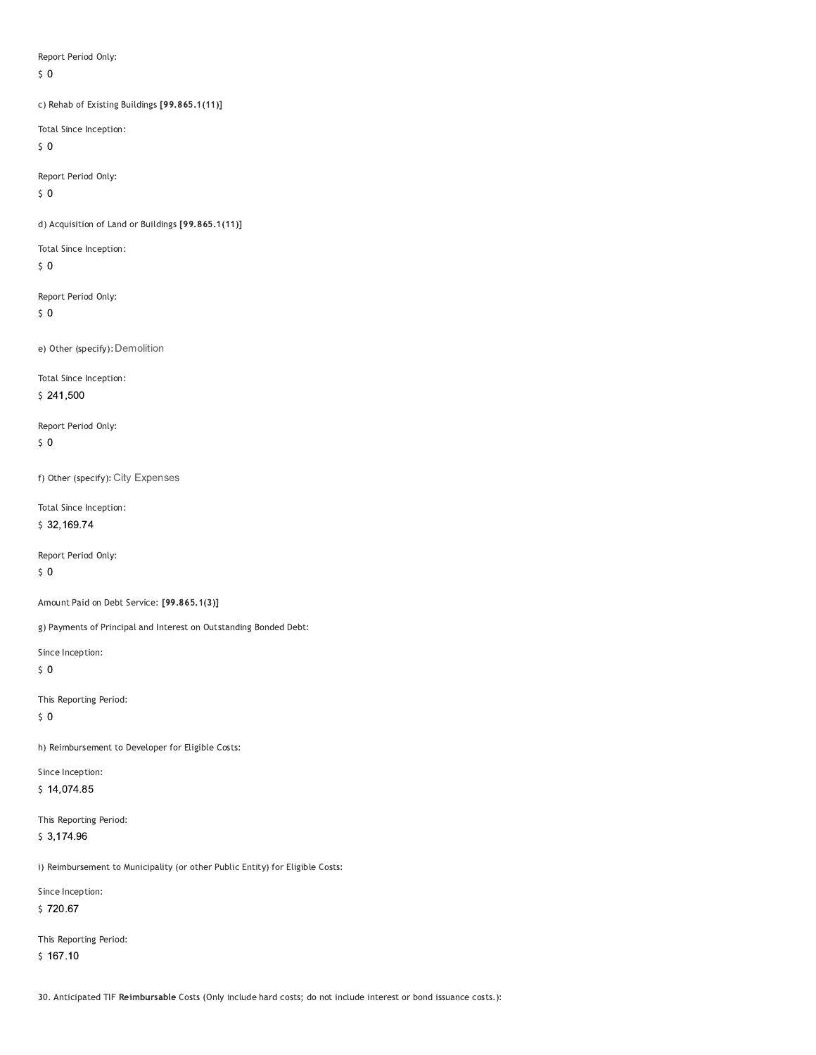Report Period Only:

$ 0

c) Rehab of Existing Buildings **[99.865.1(11)]**

Total Since Inception:

$ 0

Report Period Only:

$ 0

d) Acquisition of Land or Buildings **[99.865.1(11)]**

Total Since Inception:

$ 0

Report Period Only:

$ 0

e) Other (specify): Demolition

Total Since Inception:

$ 241,500

Report Period Only:

$ 0

f) Other (specify): City Expenses

Total Since Inception:

$ 32,169.74

Report Period Only:

$ 0

Amount Paid on Debt Service: **[99.865.1(3)]**

g) Payments of Principal and Interest on Outstanding Bonded Debt:

Since Inception:

$ 0

This Reporting Period:

$ 0

h) Reimbursement to Developer for Eligible Costs:

Since Inception:

$ 14,074.85

This Reporting Period:

$ 3,174.96

i) Reimbursement to Municipality (or other Public Entity) for Eligible Costs:

Since Inception:

$ 720.67

This Reporting Period:

$ 167.10

30. Anticipated TIF **Reimbursable** Costs (Only include hard costs; do not include interest or bond issuance costs.):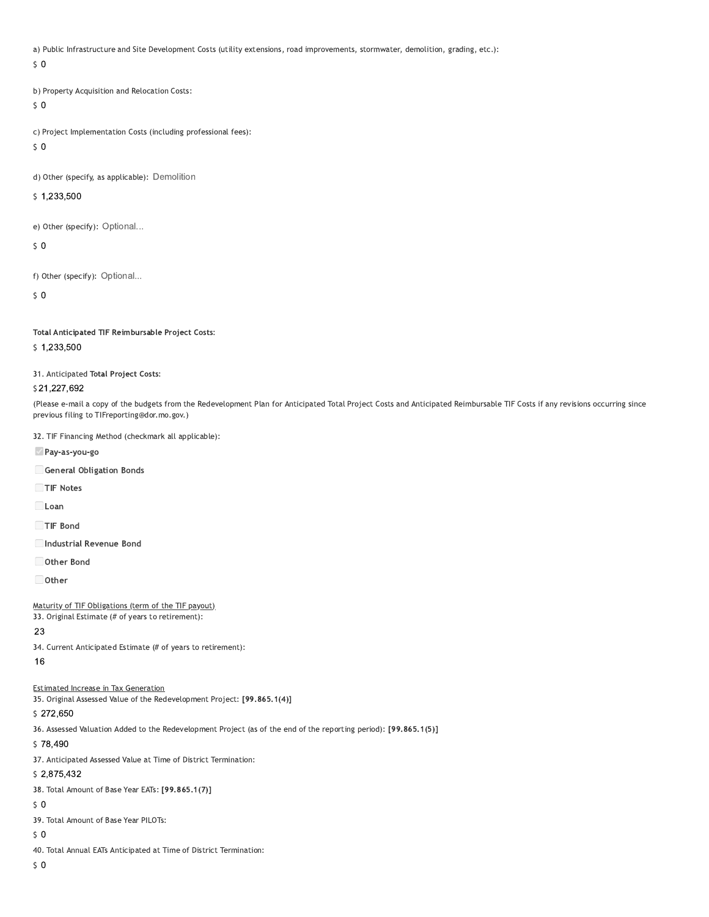a) Public Infrastructure and Site Development Costs (utility extensions, road improvements, stormwater, demolition, grading, etc.):

$ 0

b) Property Acquisition and Relocation Costs:

$ 0

c) Project Implementation Costs (including professional fees):

$ 0

d) Other (specify, as applicable): Demolition

$ 1,233,500

e) Other (specify): Optional...

$ 0

f) Other (specify): Optional...

$ 0

**Total Anticipated TIF Reimbursable Project Costs:**

$ 1,233,500

31. Anticipated **Total Project Costs:**

$ 21,227,692

(Please e-mail a copy of the budgets from the Redevelopment Plan for Anticipated Total Project Costs and Anticipated Reimbursable TIF Costs if any revisions occurring since previous filing to TIFreporting@dor.mo.gov.)

32. TIF Financing Method (checkmark all applicable):

- [x] **Pay-as-you-go**
- [ ] **General Obligation Bonds**
- [ ] **TIF Notes**
- [ ] **Loan**
- [ ] **TIF Bond**
- [ ] **Industrial Revenue Bond**
- [ ] **Other Bond**
- [ ] **Other**

Maturity of TIF Obligations (term of the TIF payout)

33. Original Estimate (# of years to retirement):

23

34. Current Anticipated Estimate (# of years to retirement):

16

Estimated Increase in Tax Generation

35. Original Assessed Value of the Redevelopment Project: **[99.865.1(4)]**

$ 272,650

36. Assessed Valuation Added to the Redevelopment Project (as of the end of the reporting period): **[99.865.1(5)]**

$ 78,490

37. Anticipated Assessed Value at Time of District Termination:

$ 2,875,432

38. Total Amount of Base Year EATs: **[99.865.1(7)]**

$ 0

39. Total Amount of Base Year PILOTs:

$ 0

40. Total Annual EATs Anticipated at Time of District Termination:

$ 0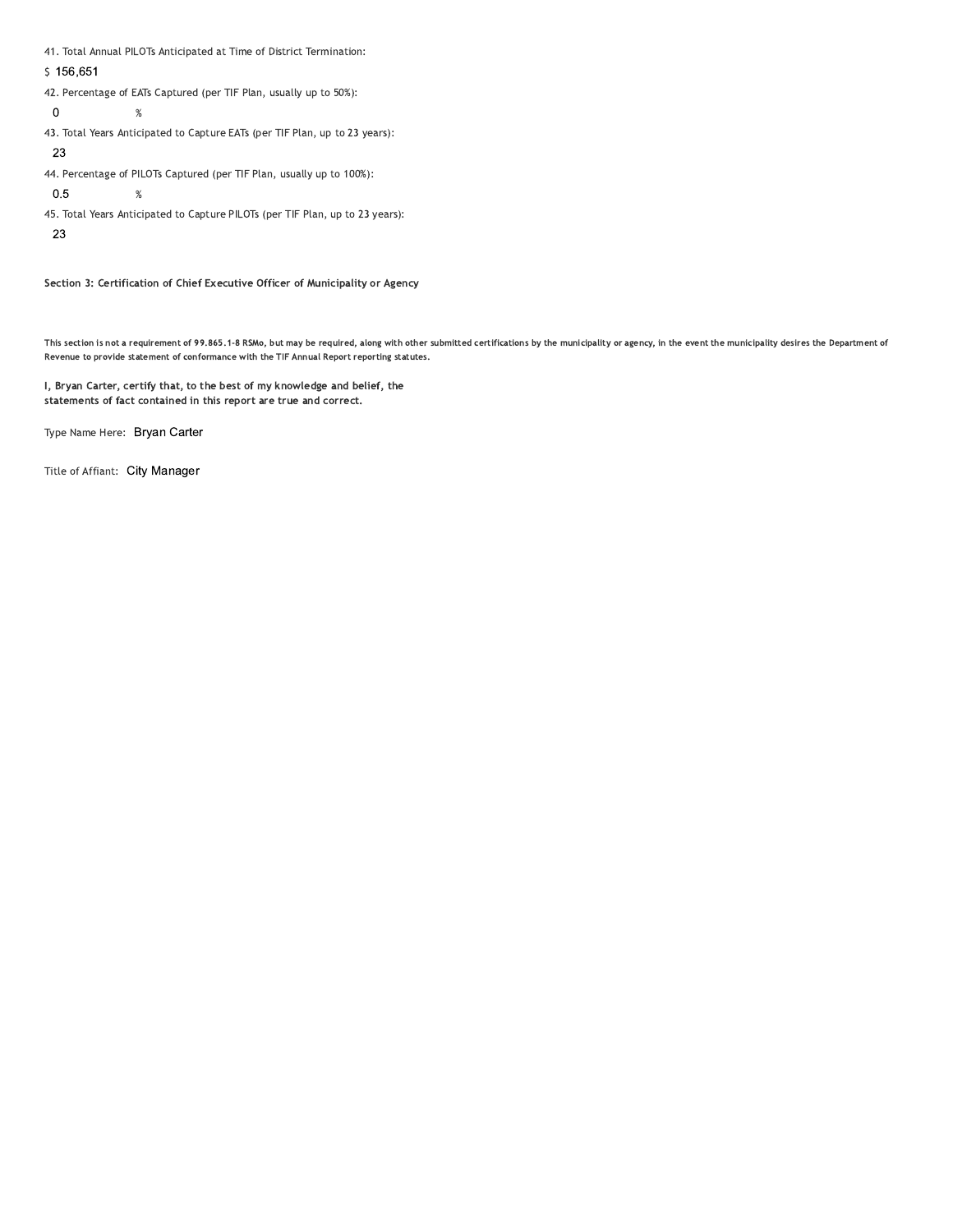41. Total Annual PILOTs Anticipated at Time of District Termination:

$ 156,651

42. Percentage of EATs Captured (per TIF Plan, usually up to 50%):

0 %

43. Total Years Anticipated to Capture EATs (per TIF Plan, up to 23 years):

23

44. Percentage of PILOTs Captured (per TIF Plan, usually up to 100%):

0.5 %

45. Total Years Anticipated to Capture PILOTs (per TIF Plan, up to 23 years):

23

**Section 3: Certification of Chief Executive Officer of Municipality or Agency**

**This section is not a requirement of 99.865.1-8 RSMo, but may be required, along with other submitted certifications by the municipality or agency, in the event the municipality desires the Department of Revenue to provide statement of conformance with the TIF Annual Report reporting statutes.**

**I, Bryan Carter, certify that, to the best of my knowledge and belief, the statements of fact contained in this report are true and correct.**

Type Name Here: Bryan Carter

Title of Affiant: City Manager